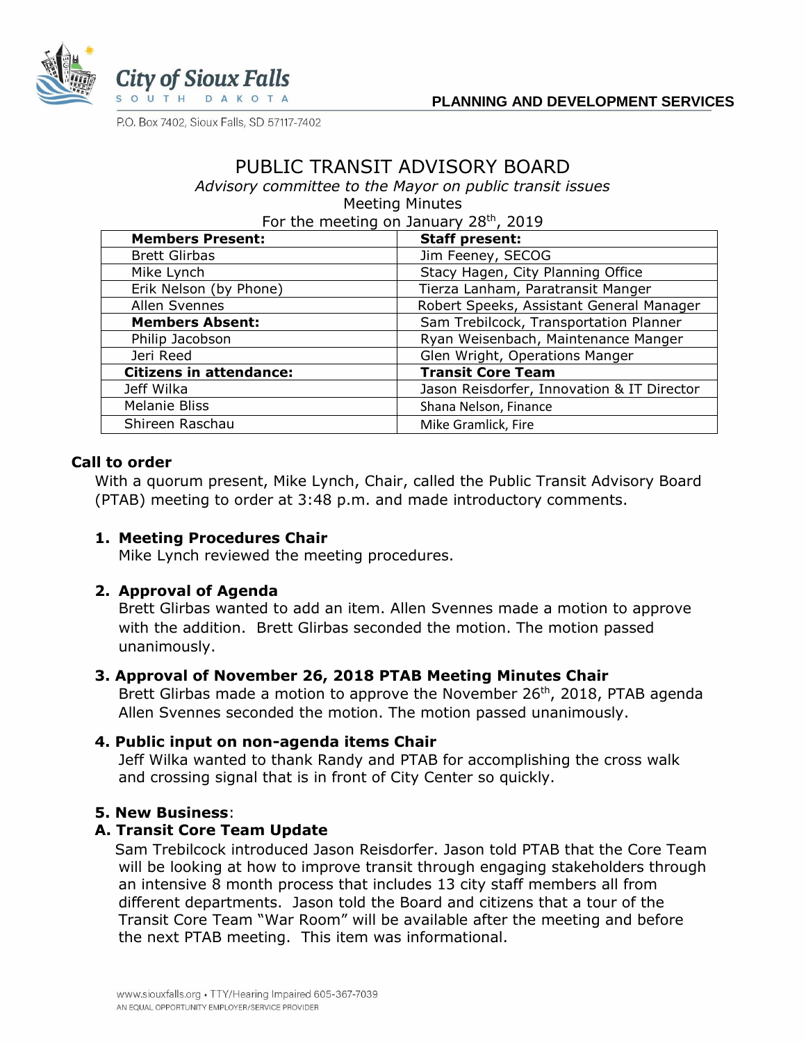City of Sioux Falls
SOUTH DAKOTA

**PLANNING AND DEVELOPMENT SERVICES**

P.O. Box 7402, Sioux Falls, SD 57117-7402

# PUBLIC TRANSIT ADVISORY BOARD

*Advisory committee to the Mayor on public transit issues*

Meeting Minutes

For the meeting on January 28th, 2019

| **Members Present:** | **Staff present:** |
|---|---|
| Brett Glirbas | Jim Feeney, SECOG |
| Mike Lynch | Stacy Hagen, City Planning Office |
| Erik Nelson (by Phone) | Tierza Lanham, Paratransit Manger |
| Allen Svennes | Robert Speeks, Assistant General Manager |
| **Members Absent:** | Sam Trebilcock, Transportation Planner |
| Philip Jacobson | Ryan Weisenbach, Maintenance Manger |
| Jeri Reed | Glen Wright, Operations Manger |
| **Citizens in attendance:** | **Transit Core Team** |
| Jeff Wilka | Jason Reisdorfer, Innovation & IT Director |
| Melanie Bliss | Shana Nelson, Finance |
| Shireen Raschau | Mike Gramlick, Fire |

## Call to order

With a quorum present, Mike Lynch, Chair, called the Public Transit Advisory Board (PTAB) meeting to order at 3:48 p.m. and made introductory comments.

### 1. Meeting Procedures Chair

Mike Lynch reviewed the meeting procedures.

### 2. Approval of Agenda

Brett Glirbas wanted to add an item. Allen Svennes made a motion to approve with the addition. Brett Glirbas seconded the motion. The motion passed unanimously.

### 3. Approval of November 26, 2018 PTAB Meeting Minutes Chair

Brett Glirbas made a motion to approve the November 26th, 2018, PTAB agenda Allen Svennes seconded the motion. The motion passed unanimously.

### 4. Public input on non-agenda items Chair

Jeff Wilka wanted to thank Randy and PTAB for accomplishing the cross walk and crossing signal that is in front of City Center so quickly.

### 5. New Business:

### A. Transit Core Team Update

Sam Trebilcock introduced Jason Reisdorfer. Jason told PTAB that the Core Team will be looking at how to improve transit through engaging stakeholders through an intensive 8 month process that includes 13 city staff members all from different departments. Jason told the Board and citizens that a tour of the Transit Core Team "War Room" will be available after the meeting and before the next PTAB meeting. This item was informational.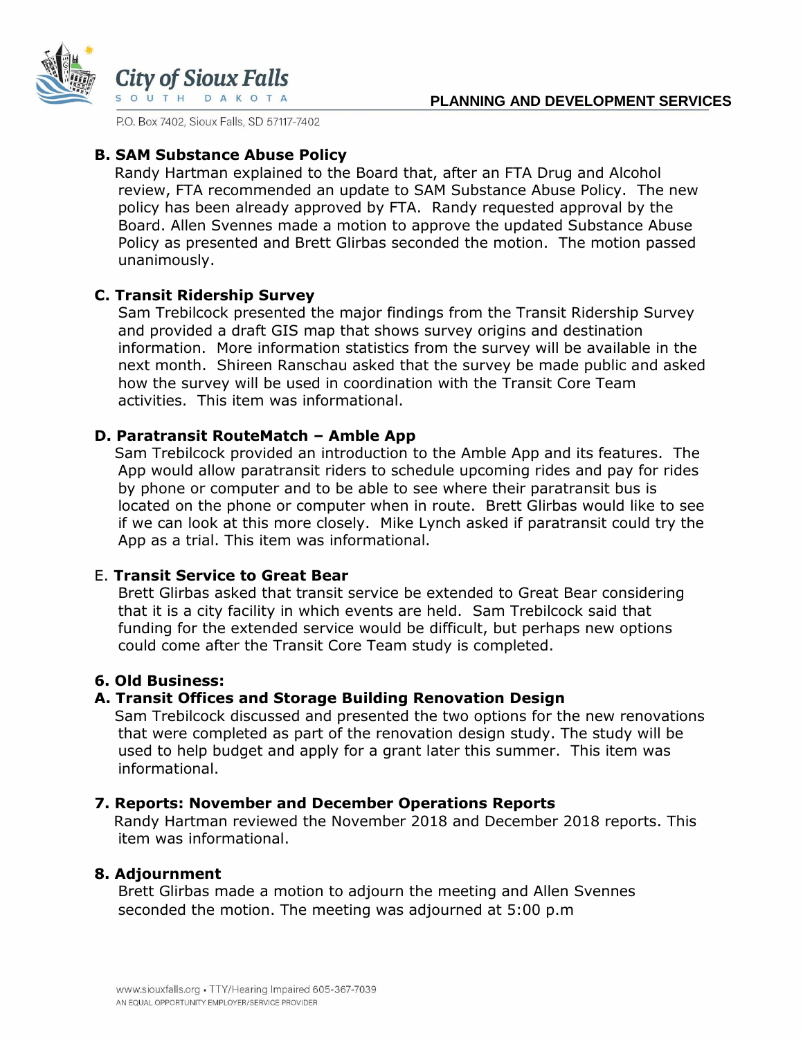**B. SAM Substance Abuse Policy**

Randy Hartman explained to the Board that, after an FTA Drug and Alcohol review, FTA recommended an update to SAM Substance Abuse Policy. The new policy has been already approved by FTA. Randy requested approval by the Board. Allen Svennes made a motion to approve the updated Substance Abuse Policy as presented and Brett Glirbas seconded the motion. The motion passed unanimously.

**C. Transit Ridership Survey**

Sam Trebilcock presented the major findings from the Transit Ridership Survey and provided a draft GIS map that shows survey origins and destination information. More information statistics from the survey will be available in the next month. Shireen Ranschau asked that the survey be made public and asked how the survey will be used in coordination with the Transit Core Team activities. This item was informational.

**D. Paratransit RouteMatch – Amble App**

Sam Trebilcock provided an introduction to the Amble App and its features. The App would allow paratransit riders to schedule upcoming rides and pay for rides by phone or computer and to be able to see where their paratransit bus is located on the phone or computer when in route. Brett Glirbas would like to see if we can look at this more closely. Mike Lynch asked if paratransit could try the App as a trial. This item was informational.

E. **Transit Service to Great Bear**

Brett Glirbas asked that transit service be extended to Great Bear considering that it is a city facility in which events are held. Sam Trebilcock said that funding for the extended service would be difficult, but perhaps new options could come after the Transit Core Team study is completed.

**6. Old Business:**

**A. Transit Offices and Storage Building Renovation Design**

Sam Trebilcock discussed and presented the two options for the new renovations that were completed as part of the renovation design study. The study will be used to help budget and apply for a grant later this summer. This item was informational.

**7. Reports: November and December Operations Reports**

Randy Hartman reviewed the November 2018 and December 2018 reports. This item was informational.

**8. Adjournment**

Brett Glirbas made a motion to adjourn the meeting and Allen Svennes seconded the motion. The meeting was adjourned at 5:00 p.m